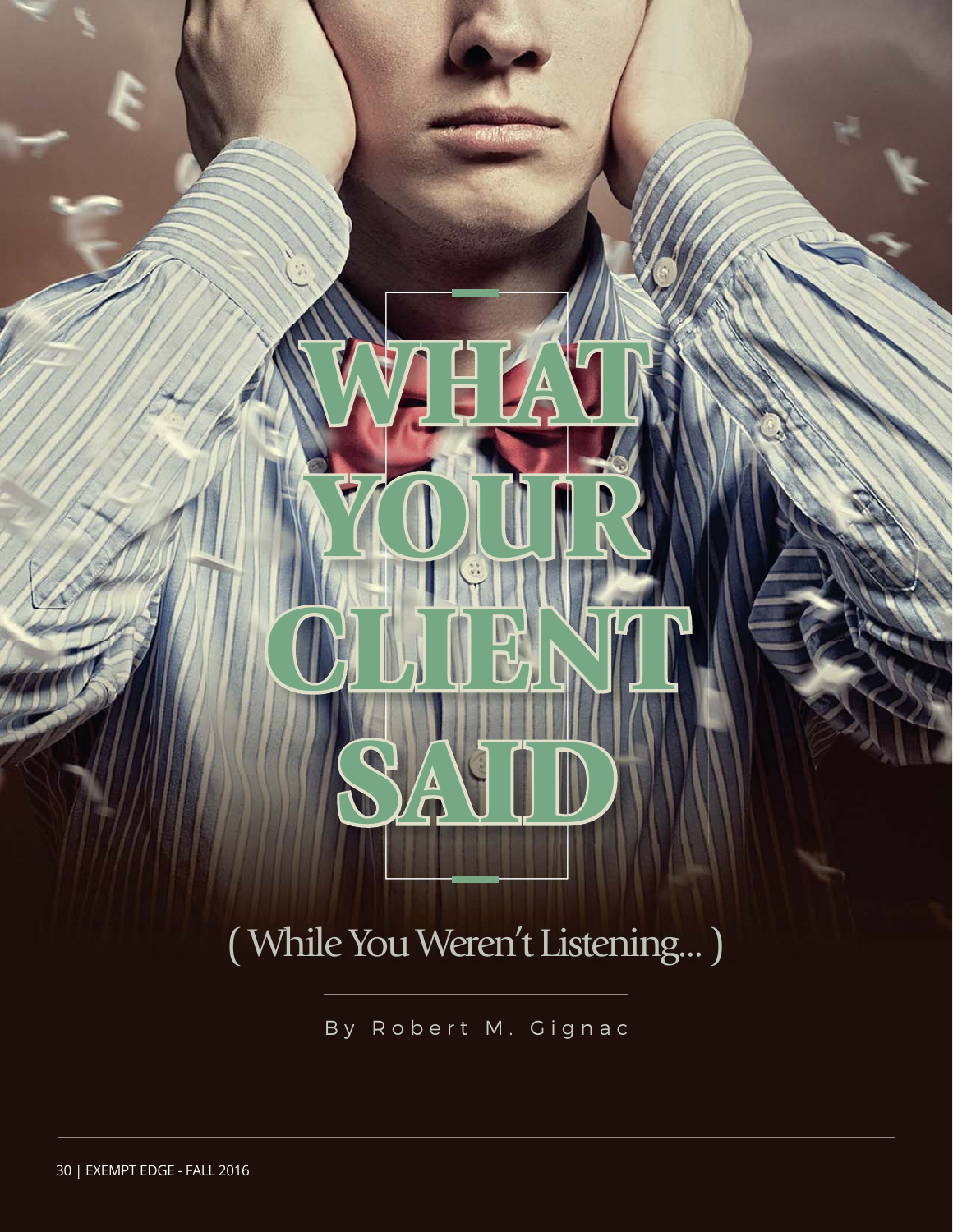# WHAT YOUR CLIENT SAID

## ( While You Weren't Listening... )

By Robert M. Gignac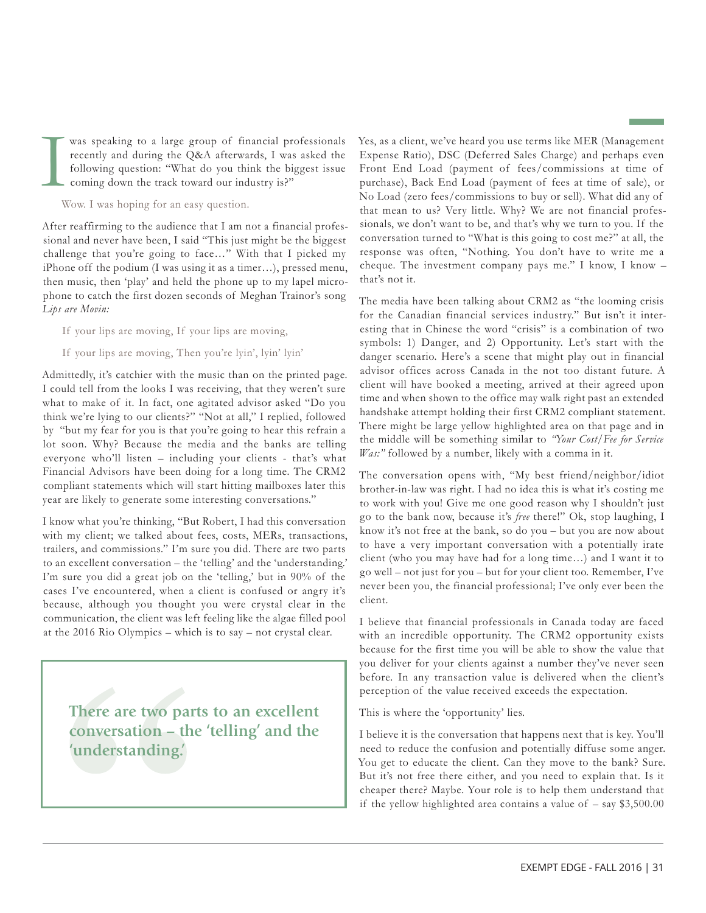I was speaking to a large group of financial professionals recently and during the Q&A afterwards, I was asked the following question: "What do you think the biggest issue coming down the track toward our industry is?"

Wow. I was hoping for an easy question.

After reaffirming to the audience that I am not a financial professional and never have been, I said "This just might be the biggest challenge that you're going to face…" With that I picked my iPhone off the podium (I was using it as a timer…), pressed menu, then music, then 'play' and held the phone up to my lapel microphone to catch the first dozen seconds of Meghan Trainor's song *Lips are Movin:*

If your lips are moving, If your lips are moving,

If your lips are moving, Then you're lyin', lyin' lyin'

Admittedly, it's catchier with the music than on the printed page. I could tell from the looks I was receiving, that they weren't sure what to make of it. In fact, one agitated advisor asked "Do you think we're lying to our clients?" "Not at all," I replied, followed by "but my fear for you is that you're going to hear this refrain a lot soon. Why? Because the media and the banks are telling everyone who'll listen – including your clients - that's what Financial Advisors have been doing for a long time. The CRM2 compliant statements which will start hitting mailboxes later this year are likely to generate some interesting conversations."

I know what you're thinking, "But Robert, I had this conversation with my client; we talked about fees, costs, MERs, transactions, trailers, and commissions." I'm sure you did. There are two parts to an excellent conversation – the 'telling' and the 'understanding.' I'm sure you did a great job on the 'telling,' but in 90% of the cases I've encountered, when a client is confused or angry it's because, although you thought you were crystal clear in the communication, the client was left feeling like the algae filled pool at the 2016 Rio Olympics – which is to say – not crystal clear.

> **There are two parts to an excellent conversation – the 'telling' and the 'understanding.'**

Yes, as a client, we've heard you use terms like MER (Management Expense Ratio), DSC (Deferred Sales Charge) and perhaps even Front End Load (payment of fees/commissions at time of purchase), Back End Load (payment of fees at time of sale), or No Load (zero fees/commissions to buy or sell). What did any of that mean to us? Very little. Why? We are not financial professionals, we don't want to be, and that's why we turn to you. If the conversation turned to "What is this going to cost me?" at all, the response was often, "Nothing. You don't have to write me a cheque. The investment company pays me." I know, I know – that's not it.

The media have been talking about CRM2 as "the looming crisis for the Canadian financial services industry." But isn't it interesting that in Chinese the word "crisis" is a combination of two symbols: 1) Danger, and 2) Opportunity. Let's start with the danger scenario. Here's a scene that might play out in financial advisor offices across Canada in the not too distant future. A client will have booked a meeting, arrived at their agreed upon time and when shown to the office may walk right past an extended handshake attempt holding their first CRM2 compliant statement. There might be large yellow highlighted area on that page and in the middle will be something similar to *"Your Cost/Fee for Service Was:"* followed by a number, likely with a comma in it.

The conversation opens with, "My best friend/neighbor/idiot brother-in-law was right. I had no idea this is what it's costing me to work with you! Give me one good reason why I shouldn't just go to the bank now, because it's *free* there!" Ok, stop laughing, I know it's not free at the bank, so do you – but you are now about to have a very important conversation with a potentially irate client (who you may have had for a long time…) and I want it to go well – not just for you – but for your client too. Remember, I've never been you, the financial professional; I've only ever been the client.

I believe that financial professionals in Canada today are faced with an incredible opportunity. The CRM2 opportunity exists because for the first time you will be able to show the value that you deliver for your clients against a number they've never seen before. In any transaction value is delivered when the client's perception of the value received exceeds the expectation.

This is where the 'opportunity' lies.

I believe it is the conversation that happens next that is key. You'll need to reduce the confusion and potentially diffuse some anger. You get to educate the client. Can they move to the bank? Sure. But it's not free there either, and you need to explain that. Is it cheaper there? Maybe. Your role is to help them understand that if the yellow highlighted area contains a value of – say $3,500.00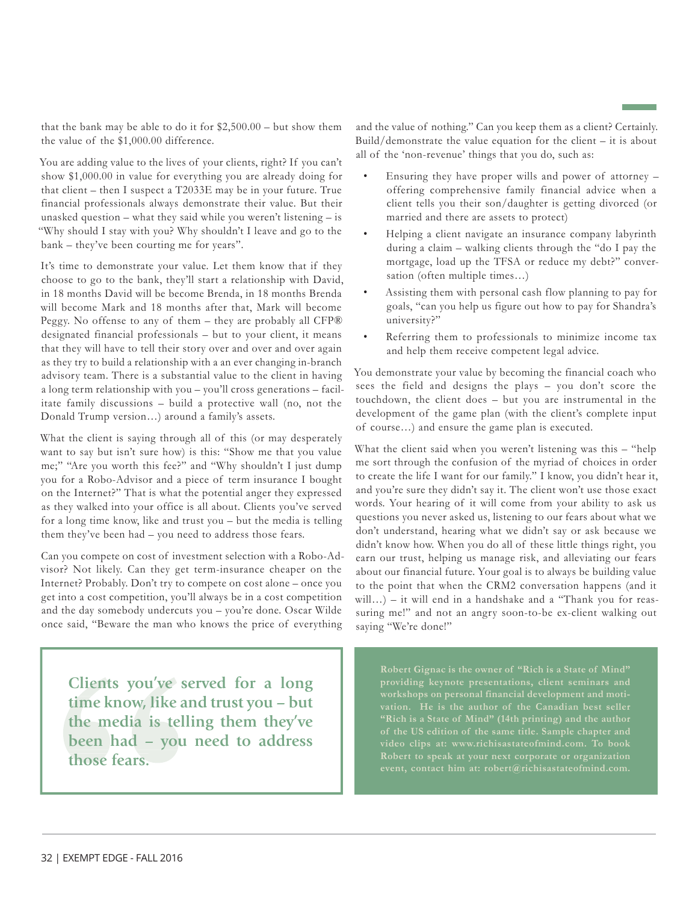that the bank may be able to do it for $2,500.00 – but show them the value of the $1,000.00 difference.

You are adding value to the lives of your clients, right? If you can't show $1,000.00 in value for everything you are already doing for that client – then I suspect a T2033E may be in your future. True financial professionals always demonstrate their value. But their unasked question – what they said while you weren't listening – is "Why should I stay with you? Why shouldn't I leave and go to the bank – they've been courting me for years".

It's time to demonstrate your value. Let them know that if they choose to go to the bank, they'll start a relationship with David, in 18 months David will be become Brenda, in 18 months Brenda will become Mark and 18 months after that, Mark will become Peggy. No offense to any of them – they are probably all CFP® designated financial professionals – but to your client, it means that they will have to tell their story over and over and over again as they try to build a relationship with a an ever changing in-branch advisory team. There is a substantial value to the client in having a long term relationship with you – you'll cross generations – facilitate family discussions – build a protective wall (no, not the Donald Trump version…) around a family's assets.

What the client is saying through all of this (or may desperately want to say but isn't sure how) is this: "Show me that you value me;" "Are you worth this fee?" and "Why shouldn't I just dump you for a Robo-Advisor and a piece of term insurance I bought on the Internet?" That is what the potential anger they expressed as they walked into your office is all about. Clients you've served for a long time know, like and trust you – but the media is telling them they've been had – you need to address those fears.

Can you compete on cost of investment selection with a Robo-Advisor? Not likely. Can they get term-insurance cheaper on the Internet? Probably. Don't try to compete on cost alone – once you get into a cost competition, you'll always be in a cost competition and the day somebody undercuts you – you're done. Oscar Wilde once said, "Beware the man who knows the price of everything and the value of nothing." Can you keep them as a client? Certainly. Build/demonstrate the value equation for the client – it is about all of the 'non-revenue' things that you do, such as:

- Ensuring they have proper wills and power of attorney – offering comprehensive family financial advice when a client tells you their son/daughter is getting divorced (or married and there are assets to protect)
- Helping a client navigate an insurance company labyrinth during a claim – walking clients through the "do I pay the mortgage, load up the TFSA or reduce my debt?" conversation (often multiple times…)
- Assisting them with personal cash flow planning to pay for goals, "can you help us figure out how to pay for Shandra's university?"
- Referring them to professionals to minimize income tax and help them receive competent legal advice.

You demonstrate your value by becoming the financial coach who sees the field and designs the plays – you don't score the touchdown, the client does – but you are instrumental in the development of the game plan (with the client's complete input of course…) and ensure the game plan is executed.

What the client said when you weren't listening was this – "help me sort through the confusion of the myriad of choices in order to create the life I want for our family." I know, you didn't hear it, and you're sure they didn't say it. The client won't use those exact words. Your hearing of it will come from your ability to ask us questions you never asked us, listening to our fears about what we don't understand, hearing what we didn't say or ask because we didn't know how. When you do all of these little things right, you earn our trust, helping us manage risk, and alleviating our fears about our financial future. Your goal is to always be building value to the point that when the CRM2 conversation happens (and it will…) – it will end in a handshake and a "Thank you for reassuring me!" and not an angry soon-to-be ex-client walking out saying "We're done!"

> **Clients you've served for a long time know, like and trust you – but the media is telling them they've been had – you need to address those fears.**

**Robert Gignac is the owner of "Rich is a State of Mind" providing keynote presentations, client seminars and workshops on personal financial development and motivation. He is the author of the Canadian best seller "Rich is a State of Mind" (14th printing) and the author of the US edition of the same title. Sample chapter and video clips at: www.richisastateofmind.com. To book Robert to speak at your next corporate or organization event, contact him at: robert@richisastateofmind.com.**